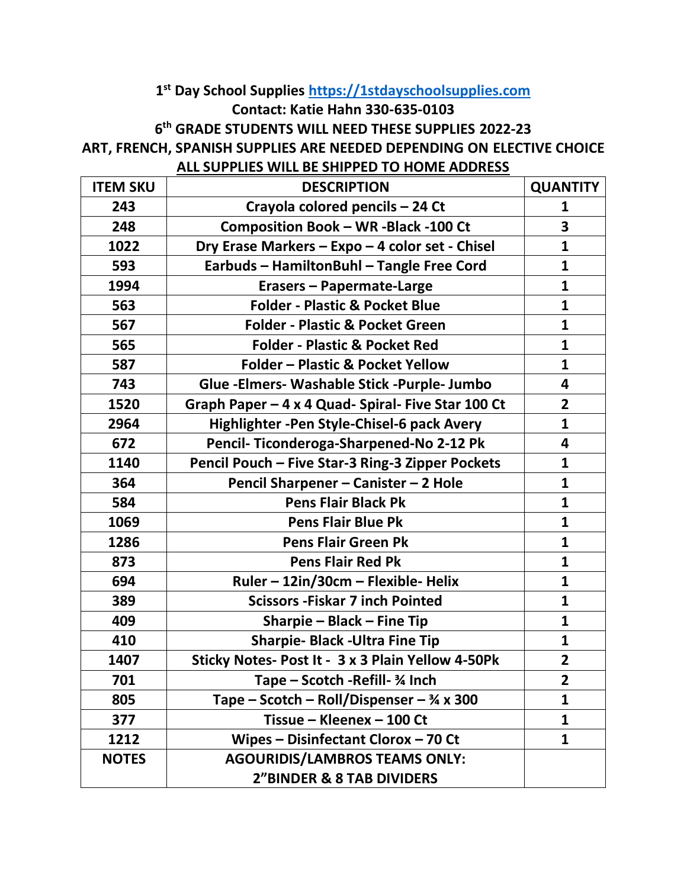**1st Day School Supplies https://1stdayschoolsupplies.com**

**Contact: Katie Hahn 330-635-0103**

**6th GRADE STUDENTS WILL NEED THESE SUPPLIES 2022-23**

**ART, FRENCH, SPANISH SUPPLIES ARE NEEDED DEPENDING ON ELECTIVE CHOICE**

**ALL SUPPLIES WILL BE SHIPPED TO HOME ADDRESS**

| ITEM SKU | DESCRIPTION | QUANTITY |
|---|---|---|
| 243 | Crayola colored pencils – 24 Ct | 1 |
| 248 | Composition Book – WR -Black -100 Ct | 3 |
| 1022 | Dry Erase Markers – Expo – 4 color set - Chisel | 1 |
| 593 | Earbuds – HamiltonBuhl – Tangle Free Cord | 1 |
| 1994 | Erasers – Papermate-Large | 1 |
| 563 | Folder - Plastic & Pocket Blue | 1 |
| 567 | Folder - Plastic & Pocket Green | 1 |
| 565 | Folder - Plastic & Pocket Red | 1 |
| 587 | Folder – Plastic & Pocket Yellow | 1 |
| 743 | Glue -Elmers- Washable Stick -Purple- Jumbo | 4 |
| 1520 | Graph Paper – 4 x 4 Quad- Spiral- Five Star 100 Ct | 2 |
| 2964 | Highlighter -Pen Style-Chisel-6 pack Avery | 1 |
| 672 | Pencil- Ticonderoga-Sharpened-No 2-12 Pk | 4 |
| 1140 | Pencil Pouch – Five Star-3 Ring-3 Zipper Pockets | 1 |
| 364 | Pencil Sharpener – Canister – 2 Hole | 1 |
| 584 | Pens Flair Black Pk | 1 |
| 1069 | Pens Flair Blue Pk | 1 |
| 1286 | Pens Flair Green Pk | 1 |
| 873 | Pens Flair Red Pk | 1 |
| 694 | Ruler – 12in/30cm – Flexible- Helix | 1 |
| 389 | Scissors -Fiskar 7 inch Pointed | 1 |
| 409 | Sharpie – Black – Fine Tip | 1 |
| 410 | Sharpie- Black -Ultra Fine Tip | 1 |
| 1407 | Sticky Notes- Post It - 3 x 3 Plain Yellow 4-50Pk | 2 |
| 701 | Tape – Scotch -Refill- ¾ Inch | 2 |
| 805 | Tape – Scotch – Roll/Dispenser – ¾ x 300 | 1 |
| 377 | Tissue – Kleenex – 100 Ct | 1 |
| 1212 | Wipes – Disinfectant Clorox – 70 Ct | 1 |
| NOTES | AGOURIDIS/LAMBROS TEAMS ONLY: 2"BINDER & 8 TAB DIVIDERS | |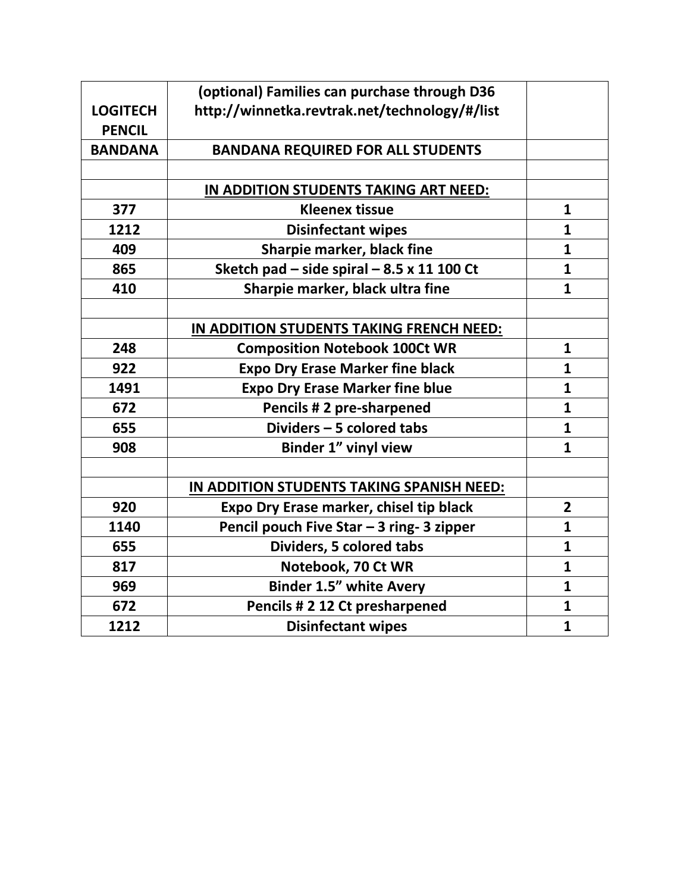| | | |
|---|---|---|
| **LOGITECH PENCIL** | **(optional) Families can purchase through D36 http://winnetka.revtrak.net/technology/#/list** | |
| **BANDANA** | **BANDANA REQUIRED FOR ALL STUDENTS** | |
| | | |
| | **IN ADDITION STUDENTS TAKING ART NEED:** | |
| **377** | **Kleenex tissue** | **1** |
| **1212** | **Disinfectant wipes** | **1** |
| **409** | **Sharpie marker, black fine** | **1** |
| **865** | **Sketch pad – side spiral – 8.5 x 11 100 Ct** | **1** |
| **410** | **Sharpie marker, black ultra fine** | **1** |
| | | |
| | **IN ADDITION STUDENTS TAKING FRENCH NEED:** | |
| **248** | **Composition Notebook 100Ct WR** | **1** |
| **922** | **Expo Dry Erase Marker fine black** | **1** |
| **1491** | **Expo Dry Erase Marker fine blue** | **1** |
| **672** | **Pencils # 2 pre-sharpened** | **1** |
| **655** | **Dividers – 5 colored tabs** | **1** |
| **908** | **Binder 1" vinyl view** | **1** |
| | | |
| | **IN ADDITION STUDENTS TAKING SPANISH NEED:** | |
| **920** | **Expo Dry Erase marker, chisel tip black** | **2** |
| **1140** | **Pencil pouch Five Star – 3 ring- 3 zipper** | **1** |
| **655** | **Dividers, 5 colored tabs** | **1** |
| **817** | **Notebook, 70 Ct WR** | **1** |
| **969** | **Binder 1.5" white Avery** | **1** |
| **672** | **Pencils # 2 12 Ct presharpened** | **1** |
| **1212** | **Disinfectant wipes** | **1** |